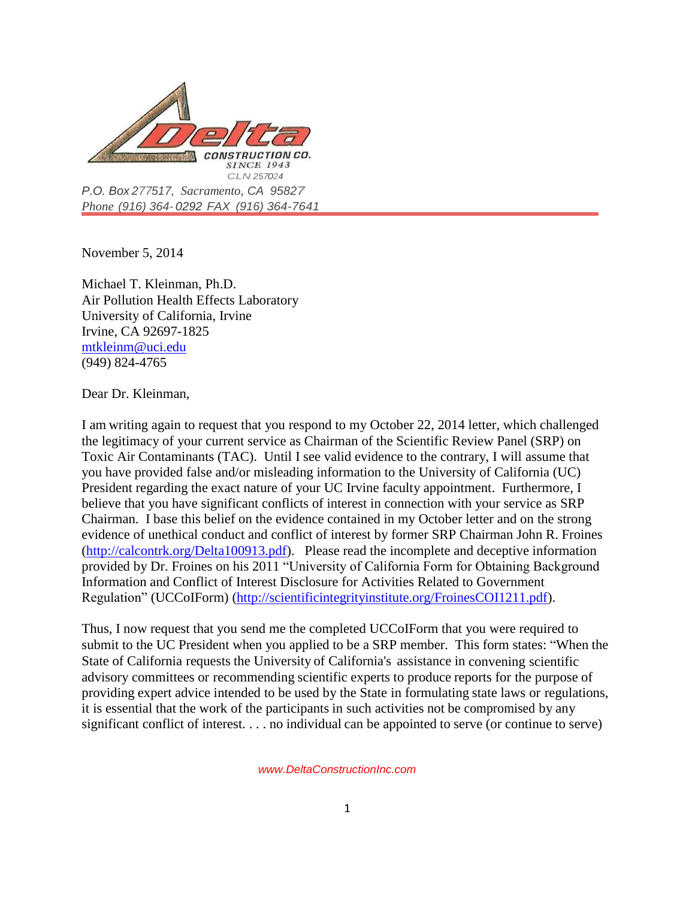**Delta**

CONSTRUCTION CO.
SINCE 1943
CLN 257024

*P.O. Box 277517, Sacramento, CA 95827*
*Phone (916) 364-0292 FAX (916) 364-7641*

---

November 5, 2014

Michael T. Kleinman, Ph.D.
Air Pollution Health Effects Laboratory
University of California, Irvine
Irvine, CA 92697-1825
mtkleinm@uci.edu
(949) 824-4765

Dear Dr. Kleinman,

I am writing again to request that you respond to my October 22, 2014 letter, which challenged the legitimacy of your current service as Chairman of the Scientific Review Panel (SRP) on Toxic Air Contaminants (TAC). Until I see valid evidence to the contrary, I will assume that you have provided false and/or misleading information to the University of California (UC) President regarding the exact nature of your UC Irvine faculty appointment. Furthermore, I believe that you have significant conflicts of interest in connection with your service as SRP Chairman. I base this belief on the evidence contained in my October letter and on the strong evidence of unethical conduct and conflict of interest by former SRP Chairman John R. Froines (http://calcontrk.org/Delta100913.pdf). Please read the incomplete and deceptive information provided by Dr. Froines on his 2011 "University of California Form for Obtaining Background Information and Conflict of Interest Disclosure for Activities Related to Government Regulation" (UCCoIForm) (http://scientificintegrityinstitute.org/FroinesCOI1211.pdf).

Thus, I now request that you send me the completed UCCoIForm that you were required to submit to the UC President when you applied to be a SRP member. This form states: "When the State of California requests the University of California's assistance in convening scientific advisory committees or recommending scientific experts to produce reports for the purpose of providing expert advice intended to be used by the State in formulating state laws or regulations, it is essential that the work of the participants in such activities not be compromised by any significant conflict of interest. . . . no individual can be appointed to serve (or continue to serve)

www.DeltaConstructionInc.com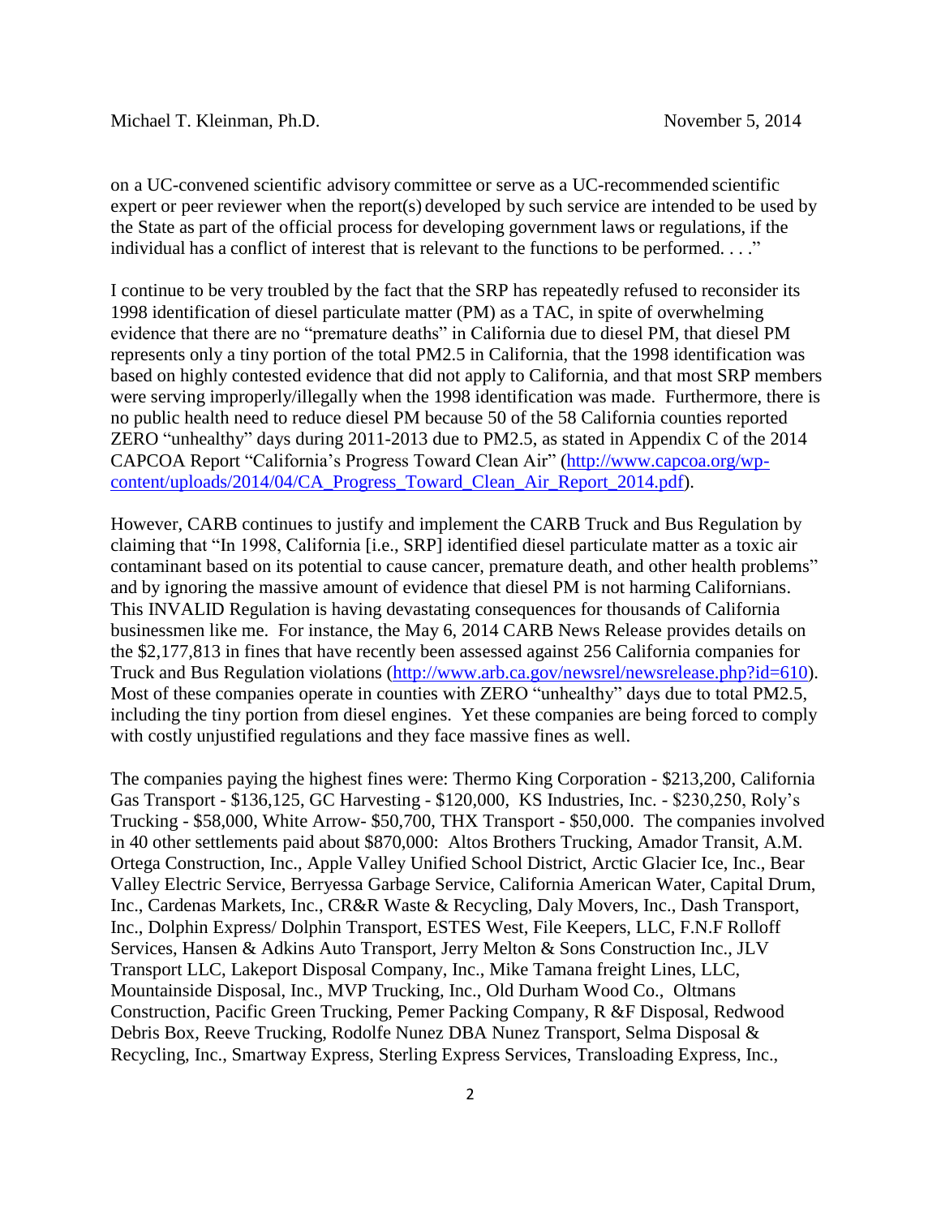on a UC-convened scientific advisory committee or serve as a UC-recommended scientific expert or peer reviewer when the report(s) developed by such service are intended to be used by the State as part of the official process for developing government laws or regulations, if the individual has a conflict of interest that is relevant to the functions to be performed. . . ."

I continue to be very troubled by the fact that the SRP has repeatedly refused to reconsider its 1998 identification of diesel particulate matter (PM) as a TAC, in spite of overwhelming evidence that there are no "premature deaths" in California due to diesel PM, that diesel PM represents only a tiny portion of the total PM2.5 in California, that the 1998 identification was based on highly contested evidence that did not apply to California, and that most SRP members were serving improperly/illegally when the 1998 identification was made. Furthermore, there is no public health need to reduce diesel PM because 50 of the 58 California counties reported ZERO "unhealthy" days during 2011-2013 due to PM2.5, as stated in Appendix C of the 2014 CAPCOA Report "California's Progress Toward Clean Air" (http://www.capcoa.org/wp-content/uploads/2014/04/CA_Progress_Toward_Clean_Air_Report_2014.pdf).

However, CARB continues to justify and implement the CARB Truck and Bus Regulation by claiming that "In 1998, California [i.e., SRP] identified diesel particulate matter as a toxic air contaminant based on its potential to cause cancer, premature death, and other health problems" and by ignoring the massive amount of evidence that diesel PM is not harming Californians. This INVALID Regulation is having devastating consequences for thousands of California businessmen like me. For instance, the May 6, 2014 CARB News Release provides details on the $2,177,813 in fines that have recently been assessed against 256 California companies for Truck and Bus Regulation violations (http://www.arb.ca.gov/newsrel/newsrelease.php?id=610). Most of these companies operate in counties with ZERO "unhealthy" days due to total PM2.5, including the tiny portion from diesel engines. Yet these companies are being forced to comply with costly unjustified regulations and they face massive fines as well.

The companies paying the highest fines were: Thermo King Corporation - $213,200, California Gas Transport - $136,125, GC Harvesting - $120,000, KS Industries, Inc. - $230,250, Roly's Trucking - $58,000, White Arrow- $50,700, THX Transport - $50,000. The companies involved in 40 other settlements paid about $870,000: Altos Brothers Trucking, Amador Transit, A.M. Ortega Construction, Inc., Apple Valley Unified School District, Arctic Glacier Ice, Inc., Bear Valley Electric Service, Berryessa Garbage Service, California American Water, Capital Drum, Inc., Cardenas Markets, Inc., CR&R Waste & Recycling, Daly Movers, Inc., Dash Transport, Inc., Dolphin Express/ Dolphin Transport, ESTES West, File Keepers, LLC, F.N.F Rolloff Services, Hansen & Adkins Auto Transport, Jerry Melton & Sons Construction Inc., JLV Transport LLC, Lakeport Disposal Company, Inc., Mike Tamana freight Lines, LLC, Mountainside Disposal, Inc., MVP Trucking, Inc., Old Durham Wood Co., Oltmans Construction, Pacific Green Trucking, Pemer Packing Company, R &F Disposal, Redwood Debris Box, Reeve Trucking, Rodolfe Nunez DBA Nunez Transport, Selma Disposal & Recycling, Inc., Smartway Express, Sterling Express Services, Transloading Express, Inc.,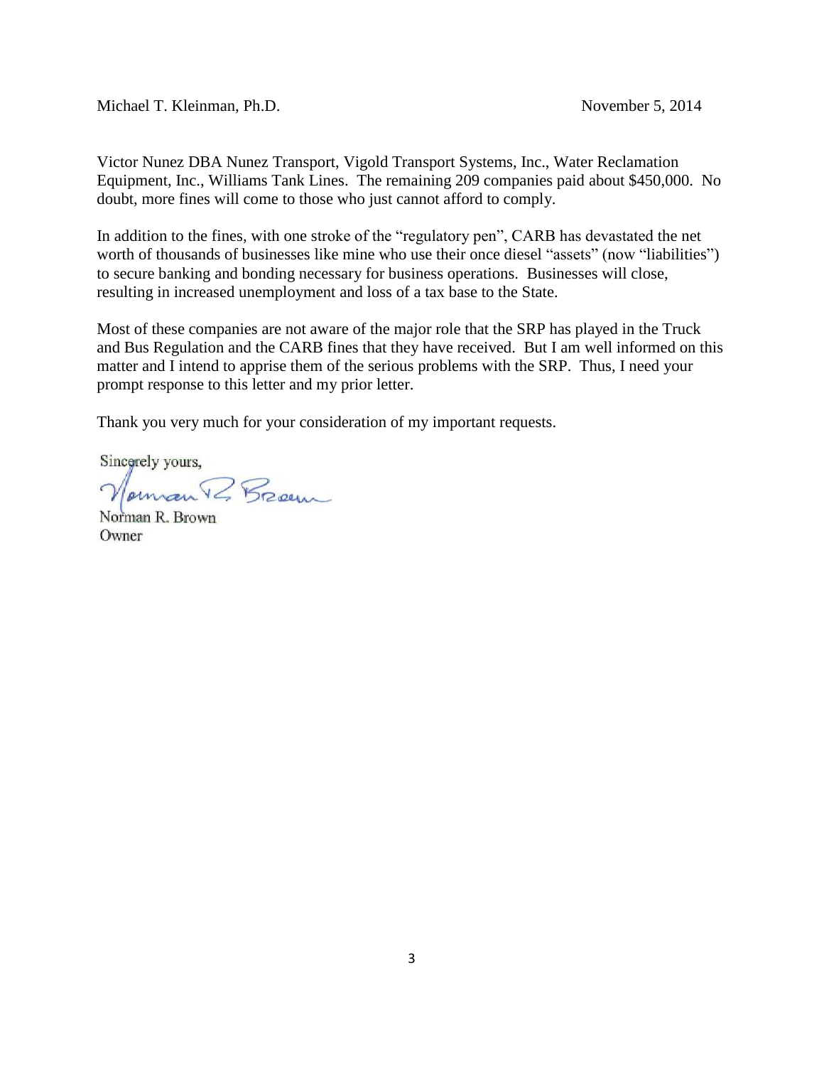Victor Nunez DBA Nunez Transport, Vigold Transport Systems, Inc., Water Reclamation Equipment, Inc., Williams Tank Lines. The remaining 209 companies paid about $450,000. No doubt, more fines will come to those who just cannot afford to comply.

In addition to the fines, with one stroke of the "regulatory pen", CARB has devastated the net worth of thousands of businesses like mine who use their once diesel "assets" (now "liabilities") to secure banking and bonding necessary for business operations. Businesses will close, resulting in increased unemployment and loss of a tax base to the State.

Most of these companies are not aware of the major role that the SRP has played in the Truck and Bus Regulation and the CARB fines that they have received. But I am well informed on this matter and I intend to apprise them of the serious problems with the SRP. Thus, I need your prompt response to this letter and my prior letter.

Thank you very much for your consideration of my important requests.

Sincerely yours,

Norman R. Brown

Norman R. Brown
Owner